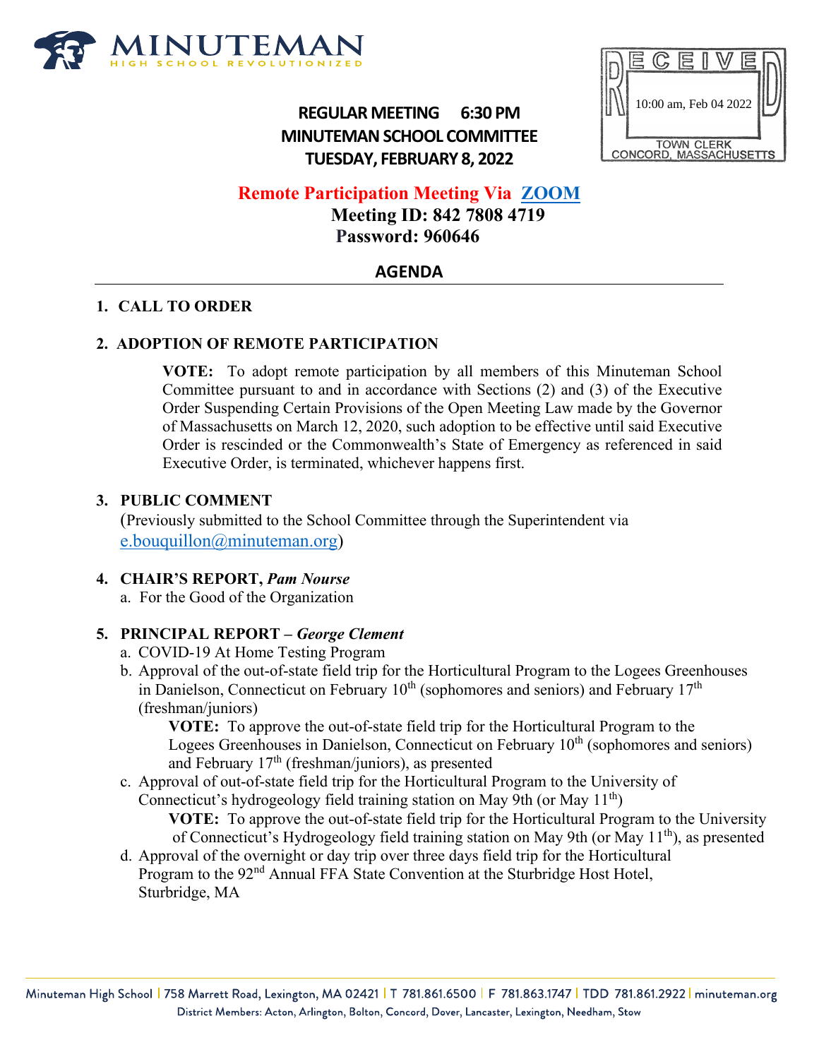MINUTEMAN
HIGH SCHOOL REVOLUTIONIZED

RECEIVED
10:00 am, Feb 04 2022
TOWN CLERK
CONCORD, MASSACHUSETTS

**REGULAR MEETING 6:30 PM**
**MINUTEMAN SCHOOL COMMITTEE**
**TUESDAY, FEBRUARY 8, 2022**

**Remote Participation Meeting Via ZOOM**
**Meeting ID: 842 7808 4719**
**Password: 960646**

## AGENDA

**1. CALL TO ORDER**

**2. ADOPTION OF REMOTE PARTICIPATION**

> **VOTE:** To adopt remote participation by all members of this Minuteman School Committee pursuant to and in accordance with Sections (2) and (3) of the Executive Order Suspending Certain Provisions of the Open Meeting Law made by the Governor of Massachusetts on March 12, 2020, such adoption to be effective until said Executive Order is rescinded or the Commonwealth's State of Emergency as referenced in said Executive Order, is terminated, whichever happens first.

**3. PUBLIC COMMENT**
(Previously submitted to the School Committee through the Superintendent via e.bouquillon@minuteman.org)

**4. CHAIR'S REPORT, *Pam Nourse***
a. For the Good of the Organization

**5. PRINCIPAL REPORT – *George Clement***
a. COVID-19 At Home Testing Program
b. Approval of the out-of-state field trip for the Horticultural Program to the Logees Greenhouses in Danielson, Connecticut on February 10th (sophomores and seniors) and February 17th (freshman/juniors)

> **VOTE:** To approve the out-of-state field trip for the Horticultural Program to the Logees Greenhouses in Danielson, Connecticut on February 10th (sophomores and seniors) and February 17th (freshman/juniors), as presented

c. Approval of out-of-state field trip for the Horticultural Program to the University of Connecticut's hydrogeology field training station on May 9th (or May 11th)

> **VOTE:** To approve the out-of-state field trip for the Horticultural Program to the University of Connecticut's Hydrogeology field training station on May 9th (or May 11th), as presented

d. Approval of the overnight or day trip over three days field trip for the Horticultural Program to the 92nd Annual FFA State Convention at the Sturbridge Host Hotel, Sturbridge, MA

Minuteman High School | 758 Marrett Road, Lexington, MA 02421 | T 781.861.6500 | F 781.863.1747 | TDD 781.861.2922 | minuteman.org
District Members: Acton, Arlington, Bolton, Concord, Dover, Lancaster, Lexington, Needham, Stow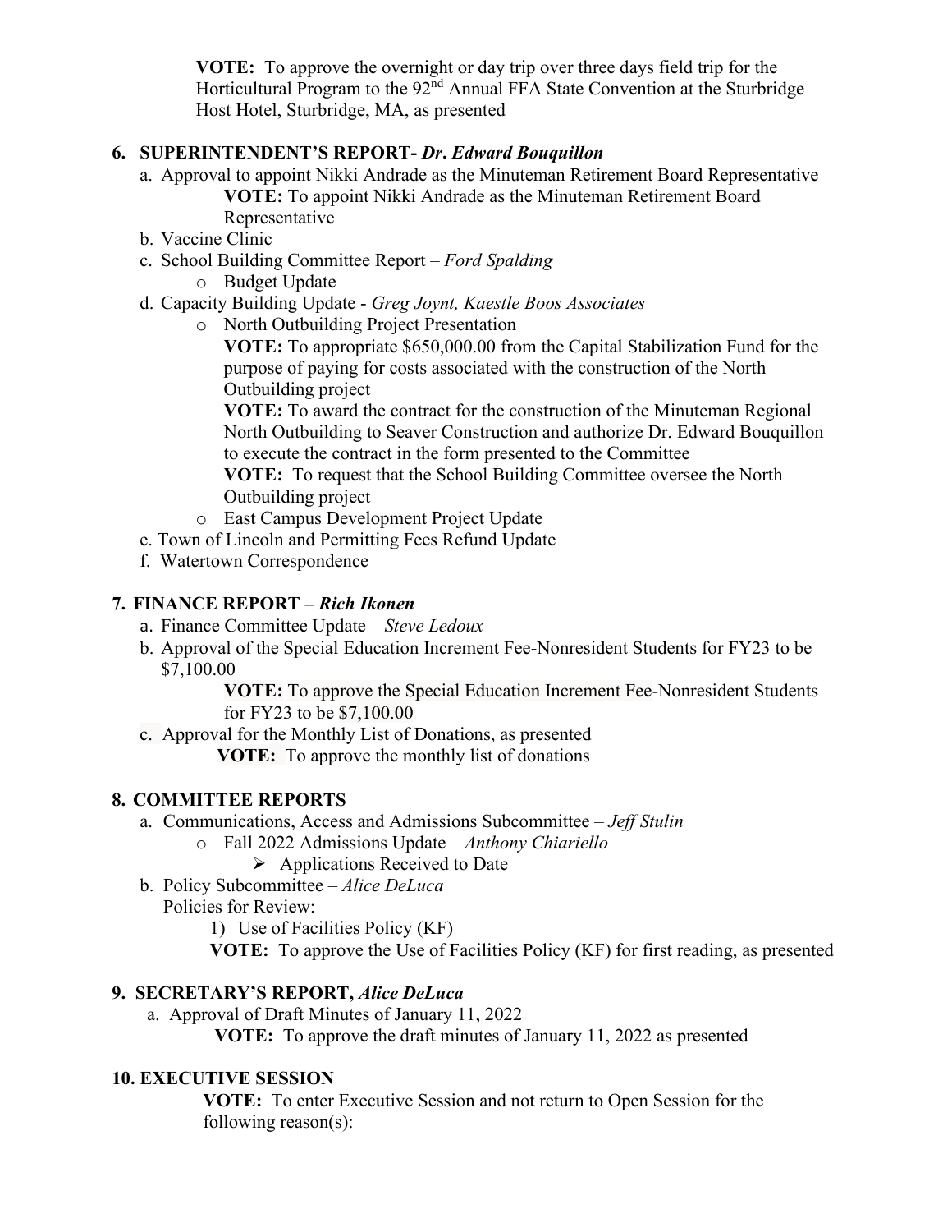**VOTE:** To approve the overnight or day trip over three days field trip for the Horticultural Program to the 92nd Annual FFA State Convention at the Sturbridge Host Hotel, Sturbridge, MA, as presented

**6. SUPERINTENDENT'S REPORT- *Dr. Edward Bouquillon***

a. Approval to appoint Nikki Andrade as the Minuteman Retirement Board Representative
   **VOTE:** To appoint Nikki Andrade as the Minuteman Retirement Board Representative

b. Vaccine Clinic

c. School Building Committee Report – *Ford Spalding*
   - Budget Update

d. Capacity Building Update - *Greg Joynt, Kaestle Boos Associates*
   - North Outbuilding Project Presentation
     **VOTE:** To appropriate $650,000.00 from the Capital Stabilization Fund for the purpose of paying for costs associated with the construction of the North Outbuilding project
     **VOTE:** To award the contract for the construction of the Minuteman Regional North Outbuilding to Seaver Construction and authorize Dr. Edward Bouquillon to execute the contract in the form presented to the Committee
     **VOTE:** To request that the School Building Committee oversee the North Outbuilding project
   - East Campus Development Project Update

e. Town of Lincoln and Permitting Fees Refund Update

f. Watertown Correspondence

**7. FINANCE REPORT – *Rich Ikonen***

a. Finance Committee Update – *Steve Ledoux*

b. Approval of the Special Education Increment Fee-Nonresident Students for FY23 to be $7,100.00
   **VOTE:** To approve the Special Education Increment Fee-Nonresident Students for FY23 to be $7,100.00

c. Approval for the Monthly List of Donations, as presented
   **VOTE:** To approve the monthly list of donations

**8. COMMITTEE REPORTS**

a. Communications, Access and Admissions Subcommittee – *Jeff Stulin*
   - Fall 2022 Admissions Update – *Anthony Chiariello*
     - Applications Received to Date

b. Policy Subcommittee – *Alice DeLuca*
   Policies for Review:
   1) Use of Facilities Policy (KF)
   **VOTE:** To approve the Use of Facilities Policy (KF) for first reading, as presented

**9. SECRETARY'S REPORT, *Alice DeLuca***

a. Approval of Draft Minutes of January 11, 2022
   **VOTE:** To approve the draft minutes of January 11, 2022 as presented

**10. EXECUTIVE SESSION**

**VOTE:** To enter Executive Session and not return to Open Session for the following reason(s):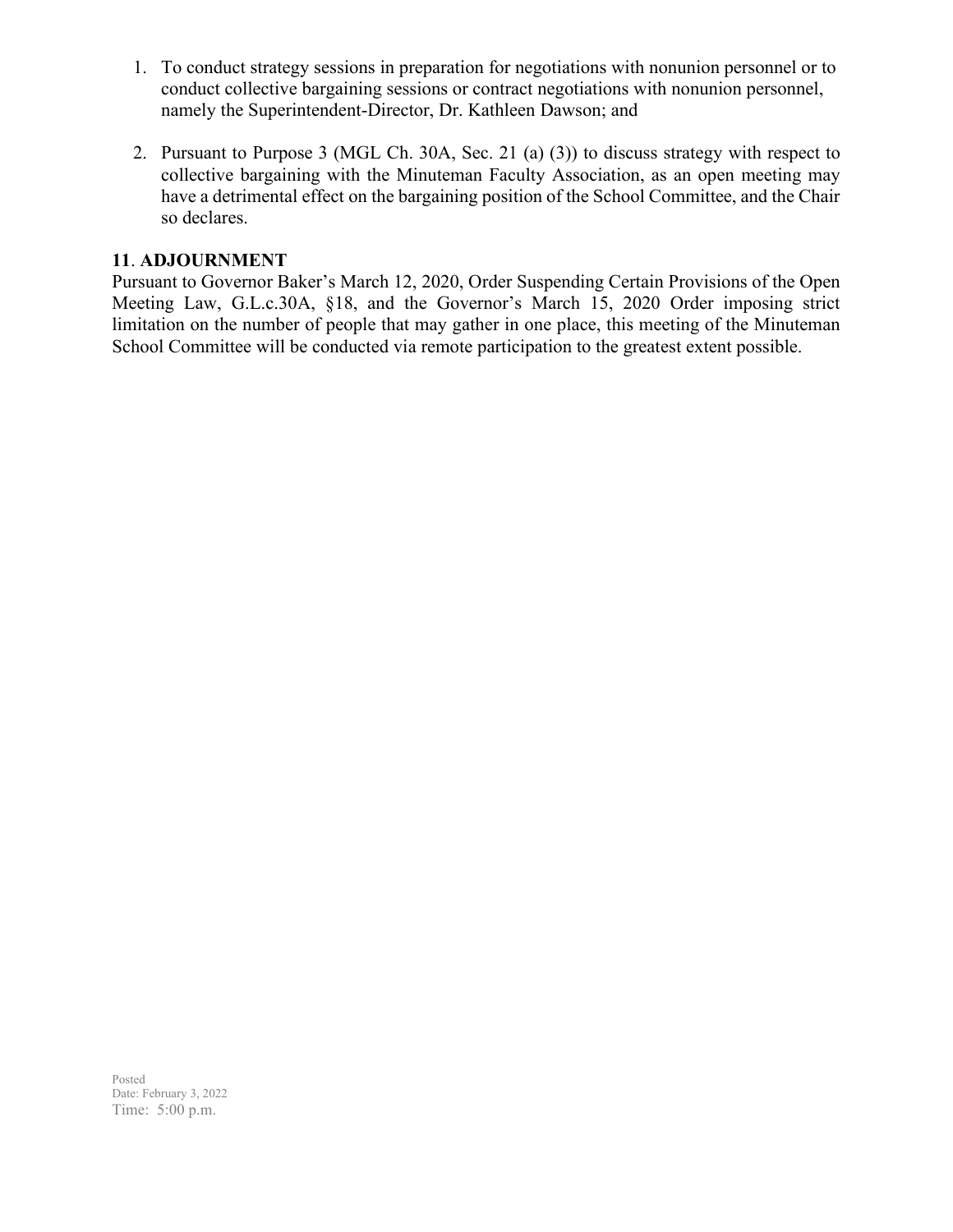1. To conduct strategy sessions in preparation for negotiations with nonunion personnel or to conduct collective bargaining sessions or contract negotiations with nonunion personnel, namely the Superintendent-Director, Dr. Kathleen Dawson; and

2. Pursuant to Purpose 3 (MGL Ch. 30A, Sec. 21 (a) (3)) to discuss strategy with respect to collective bargaining with the Minuteman Faculty Association, as an open meeting may have a detrimental effect on the bargaining position of the School Committee, and the Chair so declares.

**11**. **ADJOURNMENT**

Pursuant to Governor Baker's March 12, 2020, Order Suspending Certain Provisions of the Open Meeting Law, G.L.c.30A, §18, and the Governor's March 15, 2020 Order imposing strict limitation on the number of people that may gather in one place, this meeting of the Minuteman School Committee will be conducted via remote participation to the greatest extent possible.

Posted
Date: February 3, 2022
Time: 5:00 p.m.